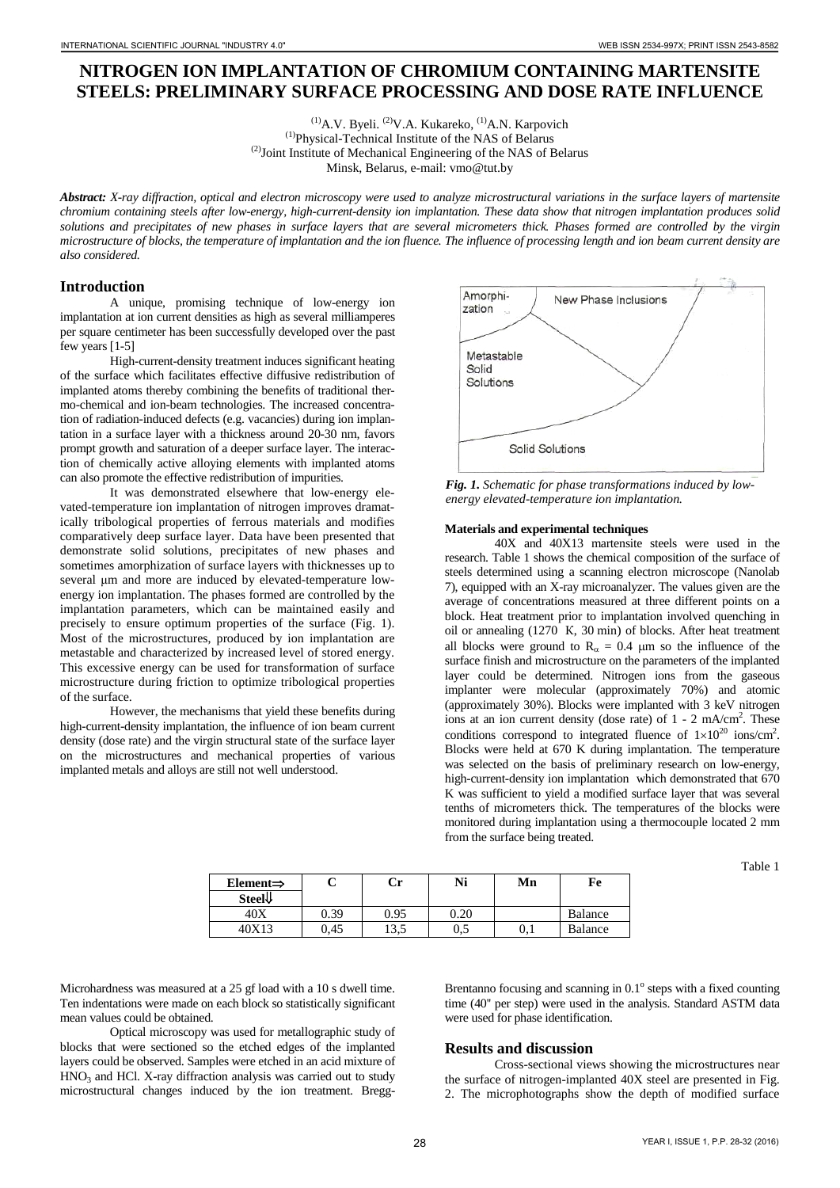# NITROGEN ION IMPLANTATION OF CHROMIUM CONTAINING MARTENSITE STEELS: PRELIMINARY SURFACE PROCESSING AND DOSE RATE INFLUENCE

[1]A.V. Byeli. [2]V.A. Kukareko, [1]A.N. Karpovich
[1]Physical-Technical Institute of the NAS of Belarus
[2]Joint Institute of Mechanical Engineering of the NAS of Belarus
Minsk, Belarus, e-mail: vmo@tut.by

***Abstract:*** *X-ray diffraction, optical and electron microscopy were used to analyze microstructural variations in the surface layers of martensite chromium containing steels after low-energy, high-current-density ion implantation. These data show that nitrogen implantation produces solid solutions and precipitates of new phases in surface layers that are several micrometers thick. Phases formed are controlled by the virgin microstructure of blocks, the temperature of implantation and the ion fluence. The influence of processing length and ion beam current density are also considered.*

## Introduction

A unique, promising technique of low-energy ion implantation at ion current densities as high as several milliamperes per square centimeter has been successfully developed over the past few years [1-5]

High-current-density treatment induces significant heating of the surface which facilitates effective diffusive redistribution of implanted atoms thereby combining the benefits of traditional thermo-chemical and ion-beam technologies. The increased concentration of radiation-induced defects (e.g. vacancies) during ion implantation in a surface layer with a thickness around 20-30 nm, favors prompt growth and saturation of a deeper surface layer. The interaction of chemically active alloying elements with implanted atoms can also promote the effective redistribution of impurities.

It was demonstrated elsewhere that low-energy elevated-temperature ion implantation of nitrogen improves dramatically tribological properties of ferrous materials and modifies comparatively deep surface layer. Data have been presented that demonstrate solid solutions, precipitates of new phases and sometimes amorphization of surface layers with thicknesses up to several μm and more are induced by elevated-temperature low-energy ion implantation. The phases formed are controlled by the implantation parameters, which can be maintained easily and precisely to ensure optimum properties of the surface (Fig. 1). Most of the microstructures, produced by ion implantation are metastable and characterized by increased level of stored energy. This excessive energy can be used for transformation of surface microstructure during friction to optimize tribological properties of the surface.

However, the mechanisms that yield these benefits during high-current-density implantation, the influence of ion beam current density (dose rate) and the virgin structural state of the surface layer on the microstructures and mechanical properties of various implanted metals and alloys are still not well understood.

Amorphization | New Phase Inclusions | Metastable Solid Solutions | Solid Solutions

***Fig. 1.*** *Schematic for phase transformations induced by low-energy elevated-temperature ion implantation.*

### Materials and experimental techniques

40X and 40X13 martensite steels were used in the research. Table 1 shows the chemical composition of the surface of steels determined using a scanning electron microscope (Nanolab 7), equipped with an X-ray microanalyzer. The values given are the average of concentrations measured at three different points on a block. Heat treatment prior to implantation involved quenching in oil or annealing (1270 K, 30 min) of blocks. After heat treatment all blocks were ground to $R_a$ = 0.4 μm so the influence of the surface finish and microstructure on the parameters of the implanted layer could be determined. Nitrogen ions from the gaseous implanter were molecular (approximately 70%) and atomic (approximately 30%). Blocks were implanted with 3 keV nitrogen ions at an ion current density (dose rate) of 1 - 2 mA/cm$^2$. These conditions correspond to integrated fluence of $1{\times}10^{20}$ ions/cm$^2$. Blocks were held at 670 K during implantation. The temperature was selected on the basis of preliminary research on low-energy, high-current-density ion implantation which demonstrated that 670 K was sufficient to yield a modified surface layer that was several tenths of micrometers thick. The temperatures of the blocks were monitored during implantation using a thermocouple located 2 mm from the surface being treated.

Table 1

| Element⇒ Steel⇓ | C | Cr | Ni | Mn | Fe |
|---|---|---|---|---|---|
| 40X | 0.39 | 0.95 | 0.20 | | Balance |
| 40X13 | 0,45 | 13,5 | 0,5 | 0,1 | Balance |

Microhardness was measured at a 25 gf load with a 10 s dwell time. Ten indentations were made on each block so statistically significant mean values could be obtained.

Optical microscopy was used for metallographic study of blocks that were sectioned so the etched edges of the implanted layers could be observed. Samples were etched in an acid mixture of $HNO_3$ and HCl. X-ray diffraction analysis was carried out to study microstructural changes induced by the ion treatment. Bregg-Brentanno focusing and scanning in 0.1$^o$ steps with a fixed counting time (40'' per step) were used in the analysis. Standard ASTM data were used for phase identification.

## Results and discussion

Cross-sectional views showing the microstructures near the surface of nitrogen-implanted 40X steel are presented in Fig. 2. The microphotographs show the depth of modified surface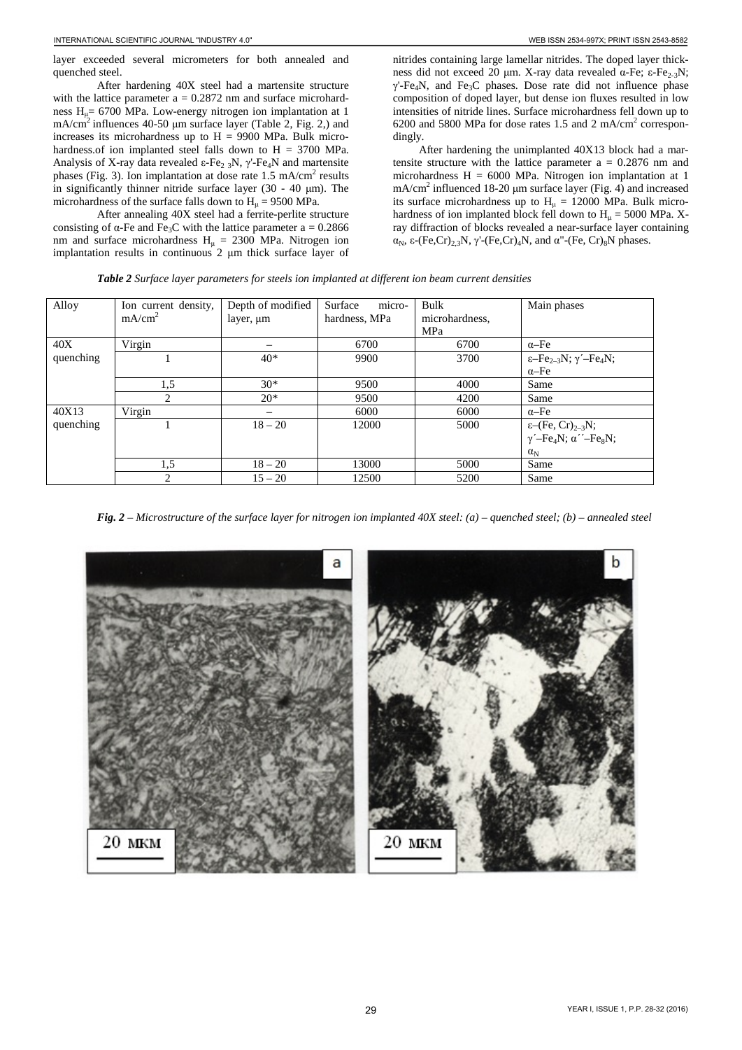layer exceeded several micrometers for both annealed and quenched steel.

After hardening 40X steel had a martensite structure with the lattice parameter a = 0.2872 nm and surface microhardness $H_μ$= 6700 MPa. Low-energy nitrogen ion implantation at 1 mA/cm$^2$ influences 40-50 μm surface layer (Table 2, Fig. 2,) and increases its microhardness up to H = 9900 MPa. Bulk microhardness.of ion implanted steel falls down to H = 3700 MPa. Analysis of X-ray data revealed ε-$Fe_{2-3}N$, γ'-$Fe_4N$ and martensite phases (Fig. 3). Ion implantation at dose rate 1.5 mA/cm$^2$ results in significantly thinner nitride surface layer (30 - 40 μm). The microhardness of the surface falls down to $H_μ$ = 9500 MPa.

After annealing 40X steel had a ferrite-perlite structure consisting of α-Fe and $Fe_3C$ with the lattice parameter a = 0.2866 nm and surface microhardness $H_μ$ = 2300 MPa. Nitrogen ion implantation results in continuous 2 μm thick surface layer of nitrides containing large lamellar nitrides. The doped layer thickness did not exceed 20 μm. X-ray data revealed α-Fe; ε-$Fe_{2-3}N$; γ'-$Fe_4N$, and $Fe_3C$ phases. Dose rate did not influence phase composition of doped layer, but dense ion fluxes resulted in low intensities of nitride lines. Surface microhardness fell down up to 6200 and 5800 MPa for dose rates 1.5 and 2 mA/cm$^2$ correspondingly.

After hardening the unimplanted 40X13 block had a martensite structure with the lattice parameter a = 0.2876 nm and microhardness H = 6000 MPa. Nitrogen ion implantation at 1 mA/cm$^2$ influenced 18-20 μm surface layer (Fig. 4) and increased its surface microhardness up to $H_μ$ = 12000 MPa. Bulk microhardness of ion implanted block fell down to $H_μ$ = 5000 MPa. X-ray diffraction of blocks revealed a near-surface layer containing $α_N$, ε-$(Fe,Cr)_{2,3}N$, γ'-$(Fe,Cr)_4N$, and α''-$(Fe, Cr)_8N$ phases.

***Table 2*** *Surface layer parameters for steels ion implanted at different ion beam current densities*

| Alloy | Ion current density, mA/cm$^2$ | Depth of modified layer, μm | Surface micro-hardness, MPa | Bulk microhardness, MPa | Main phases |
|---|---|---|---|---|---|
| 40X quenching | Virgin | – | 6700 | 6700 | α–Fe |
| | 1 | 40* | 9900 | 3700 | ε–$Fe_{2–3}N$; γ′–$Fe_4N$; α–Fe |
| | 1,5 | 30* | 9500 | 4000 | Same |
| | 2 | 20* | 9500 | 4200 | Same |
| 40X13 quenching | Virgin | – | 6000 | 6000 | α–Fe |
| | 1 | 18 – 20 | 12000 | 5000 | ε–$(Fe, Cr)_{2–3}N$; γ′–$Fe_4N$; α′′–$Fe_8N$; $α_N$ |
| | 1,5 | 18 – 20 | 13000 | 5000 | Same |
| | 2 | 15 – 20 | 12500 | 5200 | Same |

***Fig. 2*** *– Microstructure of the surface layer for nitrogen ion implanted 40X steel: (a) – quenched steel; (b) – annealed steel*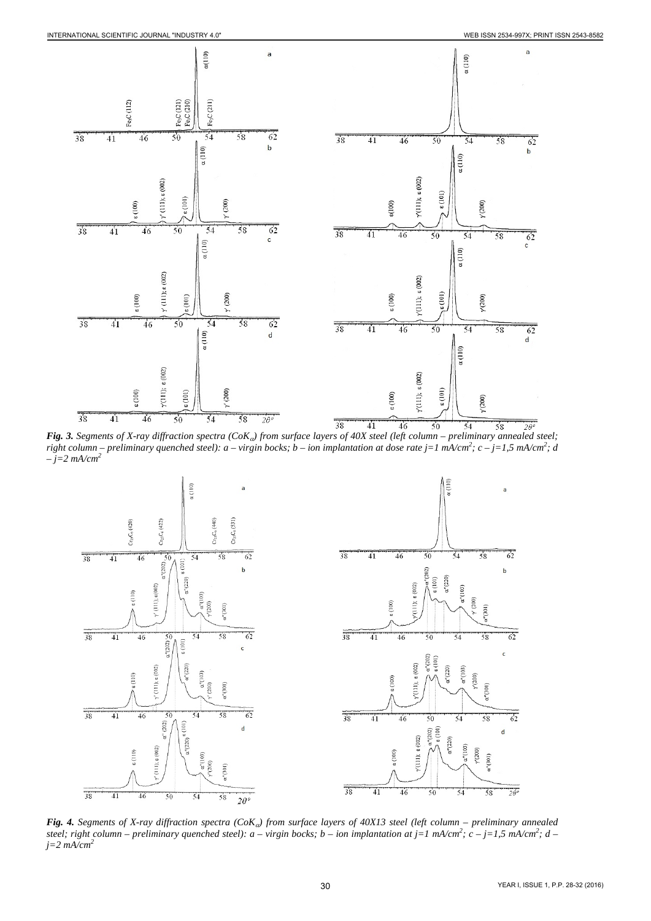*Fig. 3. Segments of X-ray diffraction spectra ($CoK_\alpha$) from surface layers of 40X steel (left column – preliminary annealed steel; right column – preliminary quenched steel): a – virgin bocks; b – ion implantation at dose rate $j$=1 mA/cm$^2$; c – $j$=1,5 mA/cm$^2$; d – $j$=2 mA/cm$^2$*

*Fig. 4. Segments of X-ray diffraction spectra ($CoK_\alpha$) from surface layers of 40X13 steel (left column – preliminary annealed steel; right column – preliminary quenched steel): a – virgin bocks; b – ion implantation at $j$=1 mA/cm$^2$; c – $j$=1,5 mA/cm$^2$; d – $j$=2 mA/cm$^2$*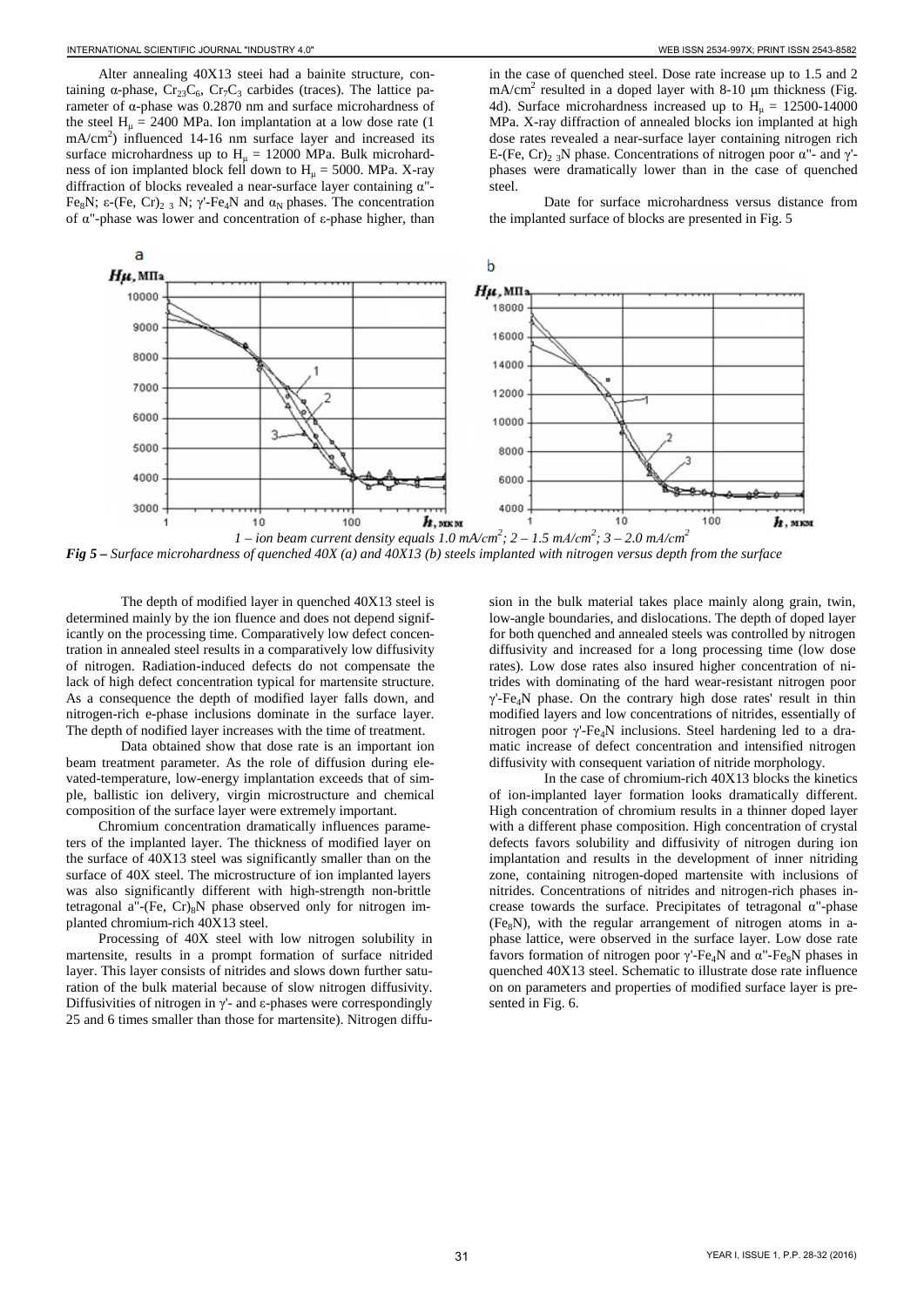Alter annealing 40X13 steei had a bainite structure, containing α-phase, $Cr_{23}C_6$, $Cr_7C_3$ carbides (traces). The lattice parameter of α-phase was 0.2870 nm and surface microhardness of the steel $H_\mu$ = 2400 MPa. Ion implantation at a low dose rate (1 mA/cm$^2$) influenced 14-16 nm surface layer and increased its surface microhardness up to $H_\mu$ = 12000 MPa. Bulk microhardness of ion implanted block fell down to $H_\mu$ = 5000. MPa. X-ray diffraction of blocks revealed a near-surface layer containing α''-$Fe_8N$; ε-$(Fe, Cr)_{2\ 3}$ N; γ'-$Fe_4N$ and $\alpha_N$ phases. The concentration of α''-phase was lower and concentration of ε-phase higher, than in the case of quenched steel. Dose rate increase up to 1.5 and 2 mA/cm$^2$ resulted in a doped layer with 8-10 μm thickness (Fig. 4d). Surface microhardness increased up to $H_\mu$ = 12500-14000 MPa. X-ray diffraction of annealed blocks ion implanted at high dose rates revealed a near-surface layer containing nitrogen rich E-$(Fe, Cr)_{2\ 3}$N phase. Concentrations of nitrogen poor α''- and γ'-phases were dramatically lower than in the case of quenched steel.

Date for surface microhardness versus distance from the implanted surface of blocks are presented in Fig. 5

1 – ion beam current density equals 1.0 mA/cm$^2$; 2 – 1.5 mA/cm$^2$; 3 – 2.0 mA/cm$^2$

***Fig 5** – Surface microhardness of quenched 40X (a) and 40X13 (b) steels implanted with nitrogen versus depth from the surface*

The depth of modified layer in quenched 40X13 steel is determined mainly by the ion fluence and does not depend significantly on the processing time. Comparatively low defect concentration in annealed steel results in a comparatively low diffusivity of nitrogen. Radiation-induced defects do not compensate the lack of high defect concentration typical for martensite structure. As a consequence the depth of modified layer falls down, and nitrogen-rich e-phase inclusions dominate in the surface layer. The depth of nodified layer increases with the time of treatment.

Data obtained show that dose rate is an important ion beam treatment parameter. As the role of diffusion during elevated-temperature, low-energy implantation exceeds that of simple, ballistic ion delivery, virgin microstructure and chemical composition of the surface layer were extremely important.

Chromium concentration dramatically influences parameters of the implanted layer. The thickness of modified layer on the surface of 40X13 steel was significantly smaller than on the surface of 40X steel. The microstructure of ion implanted layers was also significantly different with high-strength non-brittle tetragonal a''-$(Fe, Cr)_8N$ phase observed only for nitrogen implanted chromium-rich 40X13 steel.

Processing of 40X steel with low nitrogen solubility in martensite, results in a prompt formation of surface nitrided layer. This layer consists of nitrides and slows down further saturation of the bulk material because of slow nitrogen diffusivity. Diffusivities of nitrogen in γ'- and ε-phases were correspondingly 25 and 6 times smaller than those for martensite). Nitrogen diffusion in the bulk material takes place mainly along grain, twin, low-angle boundaries, and dislocations. The depth of doped layer for both quenched and annealed steels was controlled by nitrogen diffusivity and increased for a long processing time (low dose rates). Low dose rates also insured higher concentration of nitrides with dominating of the hard wear-resistant nitrogen poor γ'-$Fe_4N$ phase. On the contrary high dose rates' result in thin modified layers and low concentrations of nitrides, essentially of nitrogen poor γ'-$Fe_4N$ inclusions. Steel hardening led to a dramatic increase of defect concentration and intensified nitrogen diffusivity with consequent variation of nitride morphology.

In the case of chromium-rich 40X13 blocks the kinetics of ion-implanted layer formation looks dramatically different. High concentration of chromium results in a thinner doped layer with a different phase composition. High concentration of crystal defects favors solubility and diffusivity of nitrogen during ion implantation and results in the development of inner nitriding zone, containing nitrogen-doped martensite with inclusions of nitrides. Concentrations of nitrides and nitrogen-rich phases increase towards the surface. Precipitates of tetragonal α''-phase ($Fe_8N$), with the regular arrangement of nitrogen atoms in a-phase lattice, were observed in the surface layer. Low dose rate favors formation of nitrogen poor γ'-$Fe_4N$ and α''-$Fe_8N$ phases in quenched 40X13 steel. Schematic to illustrate dose rate influence on on parameters and properties of modified surface layer is presented in Fig. 6.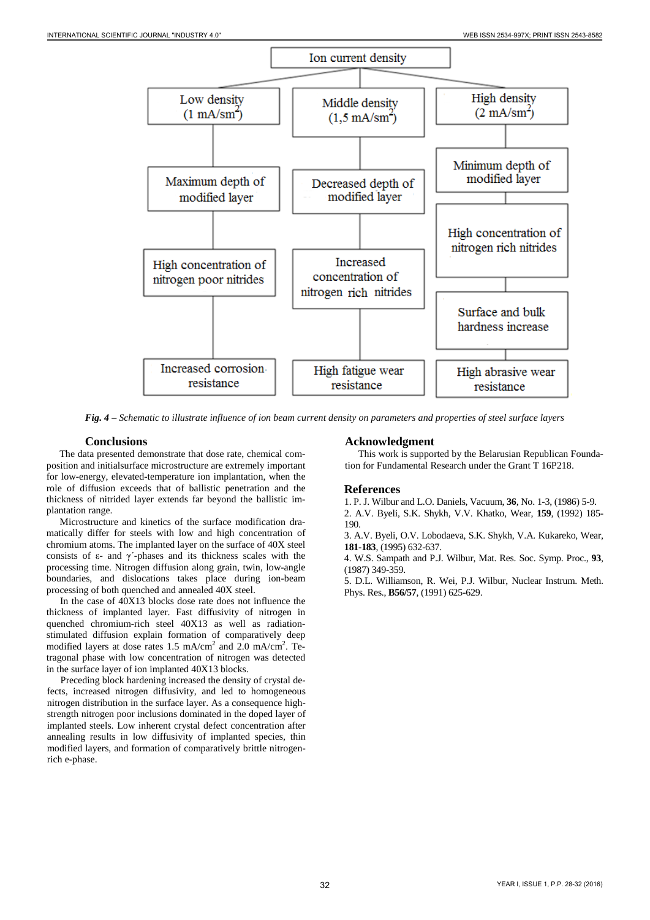Ion current density

Low density (1 $mA/sm^2$)

Middle density (1,5 $mA/sm^2$)

High density (2 $mA/sm^2$)

Maximum depth of modified layer

Decreased depth of modified layer

Minimum depth of modified layer

High concentration of nitrogen poor nitrides

Increased concentration of nitrogen rich nitrides

High concentration of nitrogen rich nitrides

Surface and bulk hardness increase

Increased corrosion resistance

High fatigue wear resistance

High abrasive wear resistance

***Fig. 4** – Schematic to illustrate influence of ion beam current density on parameters and properties of steel surface layers*

## Conclusions

The data presented demonstrate that dose rate, chemical composition and initialsurface microstructure are extremely important for low-energy, elevated-temperature ion implantation, when the role of diffusion exceeds that of ballistic penetration and the thickness of nitrided layer extends far beyond the ballistic implantation range.

Microstructure and kinetics of the surface modification dramatically differ for steels with low and high concentration of chromium atoms. The implanted layer on the surface of 40X steel consists of ε- and γ′-phases and its thickness scales with the processing time. Nitrogen diffusion along grain, twin, low-angle boundaries, and dislocations takes place during ion-beam processing of both quenched and annealed 40X steel.

In the case of 40X13 blocks dose rate does not influence the thickness of implanted layer. Fast diffusivity of nitrogen in quenched chromium-rich steel 40X13 as well as radiation-stimulated diffusion explain formation of comparatively deep modified layers at dose rates 1.5 $mA/cm^2$ and 2.0 $mA/cm^2$. Tetragonal phase with low concentration of nitrogen was detected in the surface layer of ion implanted 40X13 blocks.

Preceding block hardening increased the density of crystal defects, increased nitrogen diffusivity, and led to homogeneous nitrogen distribution in the surface layer. As a consequence high-strength nitrogen poor inclusions dominated in the doped layer of implanted steels. Low inherent crystal defect concentration after annealing results in low diffusivity of implanted species, thin modified layers, and formation of comparatively brittle nitrogen-rich e-phase.

## Acknowledgment

This work is supported by the Belarusian Republican Foundation for Fundamental Research under the Grant T 16P218.

## References

1. P. J. Wilbur and L.O. Daniels, Vacuum, **36**, No. 1-3, (1986) 5-9.
2. A.V. Byeli, S.K. Shykh, V.V. Khatko, Wear, **159**, (1992) 185-190.
3. A.V. Byeli, O.V. Lobodaeva, S.K. Shykh, V.A. Kukareko, Wear, **181-183**, (1995) 632-637.
4. W.S. Sampath and P.J. Wilbur, Mat. Res. Soc. Symp. Proc., **93**, (1987) 349-359.
5. D.L. Williamson, R. Wei, P.J. Wilbur, Nuclear Instrum. Meth. Phys. Res., **B56/57**, (1991) 625-629.